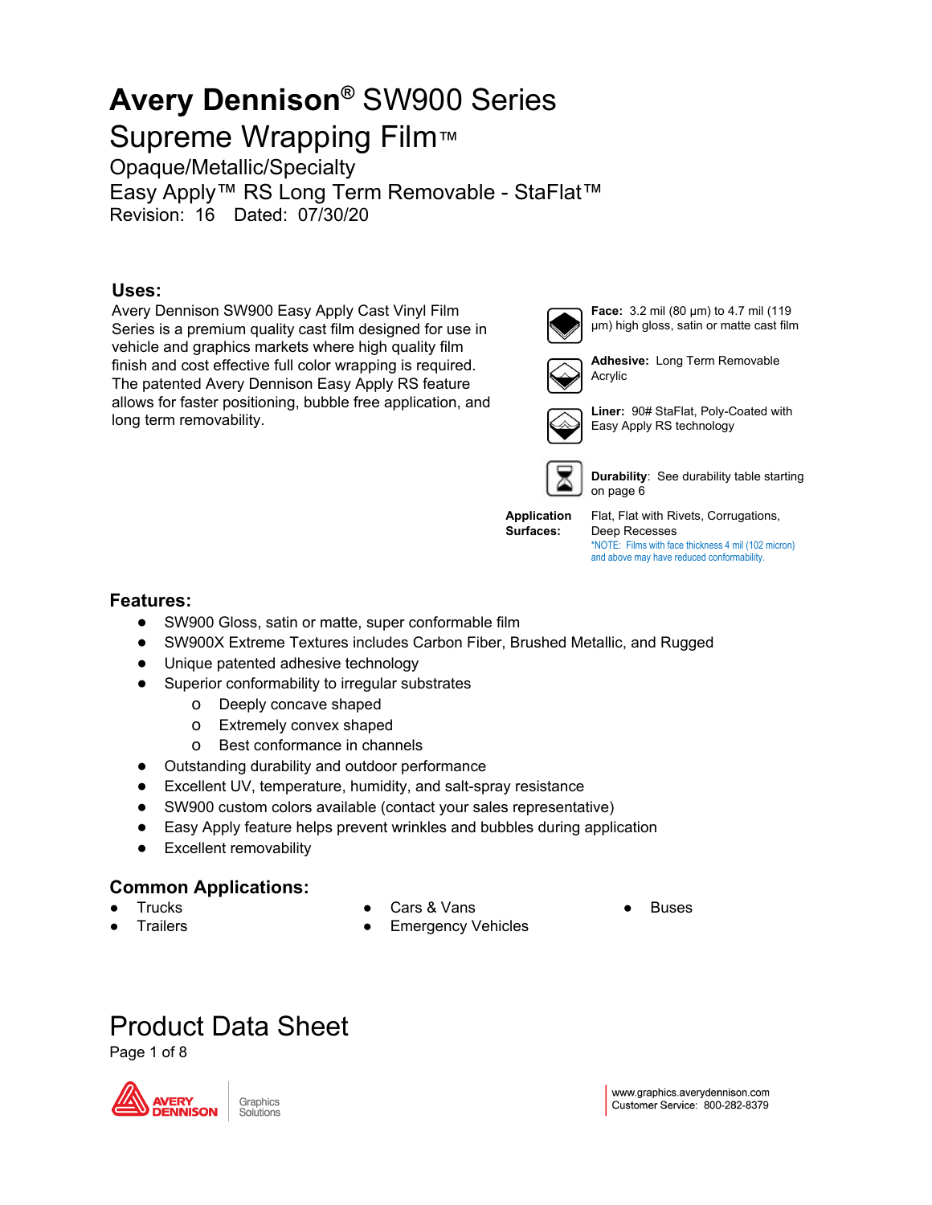# Avery Dennison® SW900 Series Supreme Wrapping Film™

## Opaque/Metallic/Specialty

## Easy Apply™ RS Long Term Removable - StaFlat™

Revision: 16 Dated: 07/30/20

### Uses:

Avery Dennison SW900 Easy Apply Cast Vinyl Film Series is a premium quality cast film designed for use in vehicle and graphics markets where high quality film finish and cost effective full color wrapping is required. The patented Avery Dennison Easy Apply RS feature allows for faster positioning, bubble free application, and long term removability.

**Face:** 3.2 mil (80 µm) to 4.7 mil (119 µm) high gloss, satin or matte cast film

**Adhesive:** Long Term Removable Acrylic

**Liner:** 90# StaFlat, Poly-Coated with Easy Apply RS technology

**Durability**: See durability table starting on page 6

**Application Surfaces:** Flat, Flat with Rivets, Corrugations, Deep Recesses

*NOTE: Films with face thickness 4 mil (102 micron) and above may have reduced conformability.

### Features:

- SW900 Gloss, satin or matte, super conformable film
- SW900X Extreme Textures includes Carbon Fiber, Brushed Metallic, and Rugged
- Unique patented adhesive technology
- Superior conformability to irregular substrates
  - Deeply concave shaped
  - Extremely convex shaped
  - Best conformance in channels
- Outstanding durability and outdoor performance
- Excellent UV, temperature, humidity, and salt-spray resistance
- SW900 custom colors available (contact your sales representative)
- Easy Apply feature helps prevent wrinkles and bubbles during application
- Excellent removability

### Common Applications:

- Trucks
- Trailers
- Cars & Vans
- Emergency Vehicles
- Buses

Product Data Sheet

www.graphics.averydennison.com
Customer Service: 800-282-8379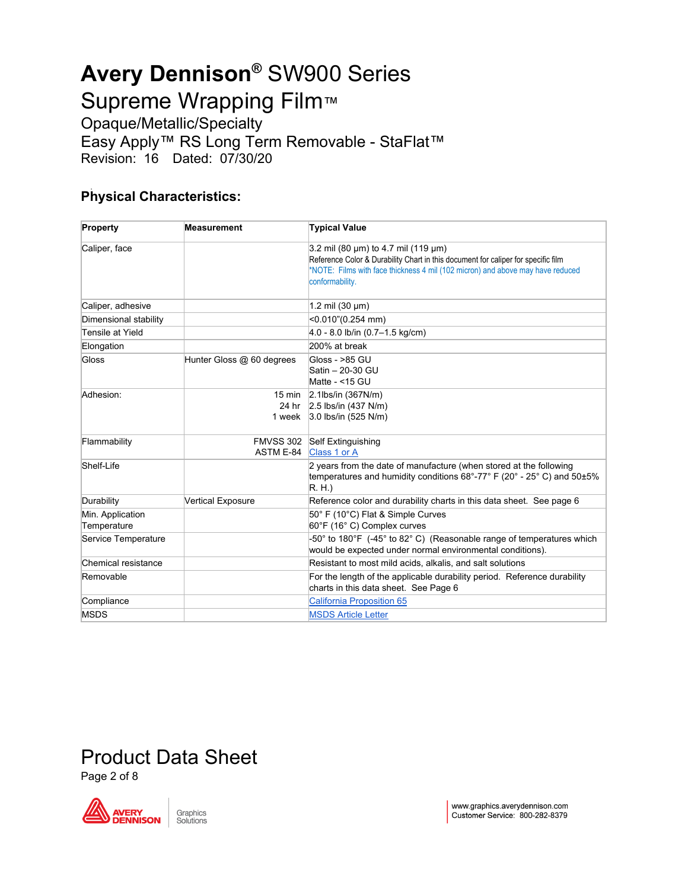# Avery Dennison® SW900 Series Supreme Wrapping Film™

## Opaque/Metallic/Specialty

## Easy Apply™ RS Long Term Removable - StaFlat™

Revision: 16 Dated: 07/30/20

### Physical Characteristics:

| Property | Measurement | Typical Value |
|---|---|---|
| Caliper, face | | 3.2 mil (80 µm) to 4.7 mil (119 µm)<br>Reference Color & Durability Chart in this document for caliper for specific film<br>*NOTE: Films with face thickness 4 mil (102 micron) and above may have reduced conformability. |
| Caliper, adhesive | | 1.2 mil (30 µm) |
| Dimensional stability | | <0.010”(0.254 mm) |
| Tensile at Yield | | 4.0 - 8.0 lb/in (0.7–1.5 kg/cm) |
| Elongation | | 200% at break |
| Gloss | Hunter Gloss @ 60 degrees | Gloss - >85 GU<br>Satin – 20-30 GU<br>Matte - <15 GU |
| Adhesion: | 15 min<br>24 hr<br>1 week | 2.1lbs/in (367N/m)<br>2.5 lbs/in (437 N/m)<br>3.0 lbs/in (525 N/m) |
| Flammability | FMVSS 302<br>ASTM E-84 | Self Extinguishing<br>Class 1 or A |
| Shelf-Life | | 2 years from the date of manufacture (when stored at the following temperatures and humidity conditions 68°-77° F (20° - 25° C) and 50±5% R. H.) |
| Durability | Vertical Exposure | Reference color and durability charts in this data sheet. See page 6 |
| Min. Application Temperature | | 50° F (10°C) Flat & Simple Curves<br>60°F (16° C) Complex curves |
| Service Temperature | | -50° to 180°F (-45° to 82° C) (Reasonable range of temperatures which would be expected under normal environmental conditions). |
| Chemical resistance | | Resistant to most mild acids, alkalis, and salt solutions |
| Removable | | For the length of the applicable durability period. Reference durability charts in this data sheet. See Page 6 |
| Compliance | | California Proposition 65 |
| MSDS | | MSDS Article Letter |

Product Data Sheet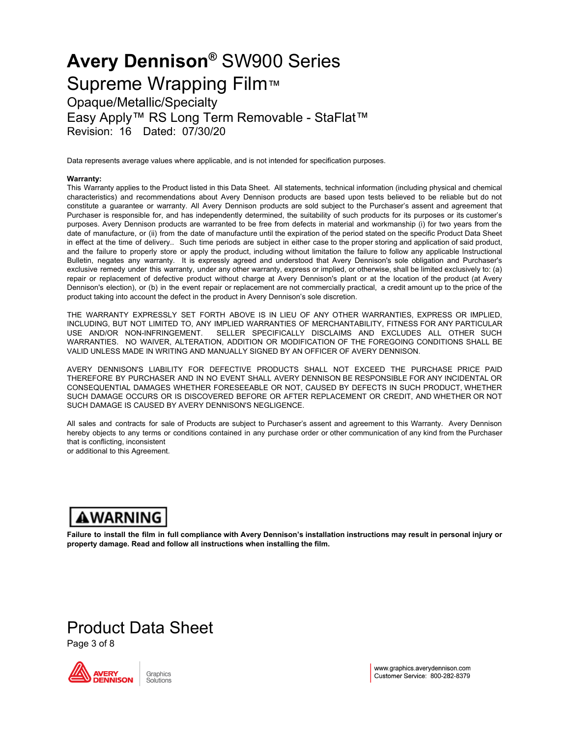# **Avery Dennison®** SW900 Series Supreme Wrapping Film™

Opaque/Metallic/Specialty

Easy Apply™ RS Long Term Removable - StaFlat™

Revision: 16 Dated: 07/30/20

Data represents average values where applicable, and is not intended for specification purposes.

**Warranty:**

This Warranty applies to the Product listed in this Data Sheet. All statements, technical information (including physical and chemical characteristics) and recommendations about Avery Dennison products are based upon tests believed to be reliable but do not constitute a guarantee or warranty. All Avery Dennison products are sold subject to the Purchaser's assent and agreement that Purchaser is responsible for, and has independently determined, the suitability of such products for its purposes or its customer's purposes. Avery Dennison products are warranted to be free from defects in material and workmanship (i) for two years from the date of manufacture, or (ii) from the date of manufacture until the expiration of the period stated on the specific Product Data Sheet in effect at the time of delivery.. Such time periods are subject in either case to the proper storing and application of said product, and the failure to properly store or apply the product, including without limitation the failure to follow any applicable Instructional Bulletin, negates any warranty. It is expressly agreed and understood that Avery Dennison's sole obligation and Purchaser's exclusive remedy under this warranty, under any other warranty, express or implied, or otherwise, shall be limited exclusively to: (a) repair or replacement of defective product without charge at Avery Dennison's plant or at the location of the product (at Avery Dennison's election), or (b) in the event repair or replacement are not commercially practical, a credit amount up to the price of the product taking into account the defect in the product in Avery Dennison's sole discretion.

THE WARRANTY EXPRESSLY SET FORTH ABOVE IS IN LIEU OF ANY OTHER WARRANTIES, EXPRESS OR IMPLIED, INCLUDING, BUT NOT LIMITED TO, ANY IMPLIED WARRANTIES OF MERCHANTABILITY, FITNESS FOR ANY PARTICULAR USE AND/OR NON-INFRINGEMENT. SELLER SPECIFICALLY DISCLAIMS AND EXCLUDES ALL OTHER SUCH WARRANTIES. NO WAIVER, ALTERATION, ADDITION OR MODIFICATION OF THE FOREGOING CONDITIONS SHALL BE VALID UNLESS MADE IN WRITING AND MANUALLY SIGNED BY AN OFFICER OF AVERY DENNISON.

AVERY DENNISON'S LIABILITY FOR DEFECTIVE PRODUCTS SHALL NOT EXCEED THE PURCHASE PRICE PAID THEREFORE BY PURCHASER AND IN NO EVENT SHALL AVERY DENNISON BE RESPONSIBLE FOR ANY INCIDENTAL OR CONSEQUENTIAL DAMAGES WHETHER FORESEEABLE OR NOT, CAUSED BY DEFECTS IN SUCH PRODUCT, WHETHER SUCH DAMAGE OCCURS OR IS DISCOVERED BEFORE OR AFTER REPLACEMENT OR CREDIT, AND WHETHER OR NOT SUCH DAMAGE IS CAUSED BY AVERY DENNISON'S NEGLIGENCE.

All sales and contracts for sale of Products are subject to Purchaser's assent and agreement to this Warranty. Avery Dennison hereby objects to any terms or conditions contained in any purchase order or other communication of any kind from the Purchaser that is conflicting, inconsistent or additional to this Agreement.

**⚠WARNING**

**Failure to install the film in full compliance with Avery Dennison's installation instructions may result in personal injury or property damage. Read and follow all instructions when installing the film.**

Product Data Sheet

www.graphics.averydennison.com
Customer Service: 800-282-8379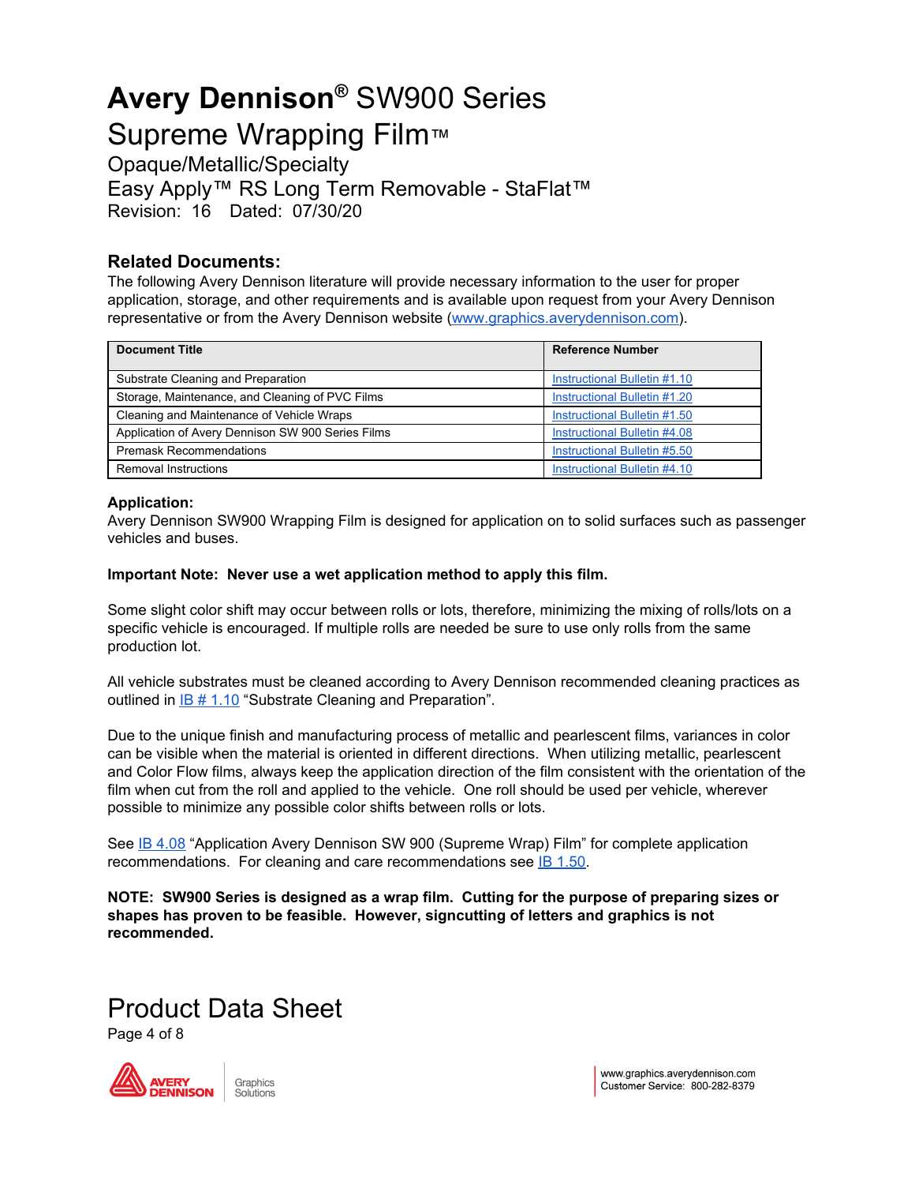# Avery Dennison® SW900 Series Supreme Wrapping Film™

Opaque/Metallic/Specialty

Easy Apply™ RS Long Term Removable - StaFlat™

Revision: 16 Dated: 07/30/20

## Related Documents:

The following Avery Dennison literature will provide necessary information to the user for proper application, storage, and other requirements and is available upon request from your Avery Dennison representative or from the Avery Dennison website (www.graphics.averydennison.com).

| Document Title | Reference Number |
|---|---|
| Substrate Cleaning and Preparation | Instructional Bulletin #1.10 |
| Storage, Maintenance, and Cleaning of PVC Films | Instructional Bulletin #1.20 |
| Cleaning and Maintenance of Vehicle Wraps | Instructional Bulletin #1.50 |
| Application of Avery Dennison SW 900 Series Films | Instructional Bulletin #4.08 |
| Premask Recommendations | Instructional Bulletin #5.50 |
| Removal Instructions | Instructional Bulletin #4.10 |

### Application:

Avery Dennison SW900 Wrapping Film is designed for application on to solid surfaces such as passenger vehicles and buses.

**Important Note: Never use a wet application method to apply this film.**

Some slight color shift may occur between rolls or lots, therefore, minimizing the mixing of rolls/lots on a specific vehicle is encouraged. If multiple rolls are needed be sure to use only rolls from the same production lot.

All vehicle substrates must be cleaned according to Avery Dennison recommended cleaning practices as outlined in IB # 1.10 "Substrate Cleaning and Preparation".

Due to the unique finish and manufacturing process of metallic and pearlescent films, variances in color can be visible when the material is oriented in different directions. When utilizing metallic, pearlescent and Color Flow films, always keep the application direction of the film consistent with the orientation of the film when cut from the roll and applied to the vehicle. One roll should be used per vehicle, wherever possible to minimize any possible color shifts between rolls or lots.

See IB 4.08 "Application Avery Dennison SW 900 (Supreme Wrap) Film" for complete application recommendations. For cleaning and care recommendations see IB 1.50.

**NOTE: SW900 Series is designed as a wrap film. Cutting for the purpose of preparing sizes or shapes has proven to be feasible. However, signcutting of letters and graphics is not recommended.**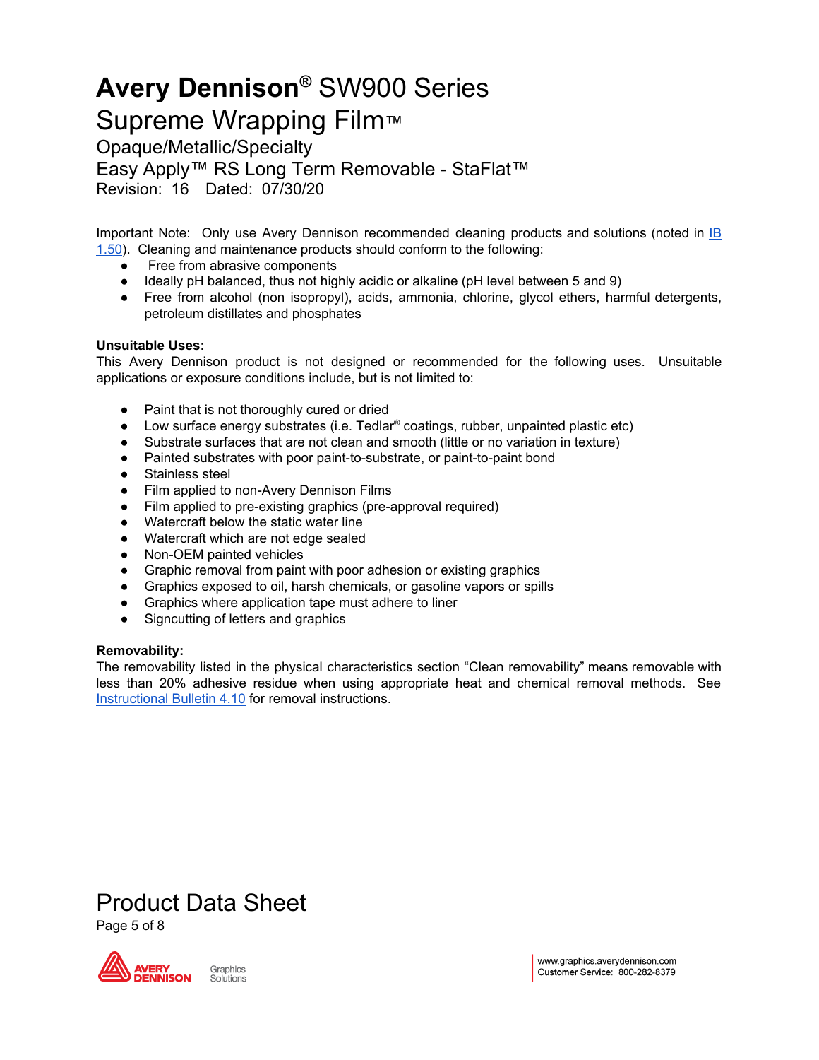# Avery Dennison® SW900 Series Supreme Wrapping Film™

Opaque/Metallic/Specialty

Easy Apply™ RS Long Term Removable - StaFlat™

Revision: 16 Dated: 07/30/20

Important Note: Only use Avery Dennison recommended cleaning products and solutions (noted in IB 1.50). Cleaning and maintenance products should conform to the following:

- Free from abrasive components
- Ideally pH balanced, thus not highly acidic or alkaline (pH level between 5 and 9)
- Free from alcohol (non isopropyl), acids, ammonia, chlorine, glycol ethers, harmful detergents, petroleum distillates and phosphates

**Unsuitable Uses:**

This Avery Dennison product is not designed or recommended for the following uses. Unsuitable applications or exposure conditions include, but is not limited to:

- Paint that is not thoroughly cured or dried
- Low surface energy substrates (i.e. Tedlar® coatings, rubber, unpainted plastic etc)
- Substrate surfaces that are not clean and smooth (little or no variation in texture)
- Painted substrates with poor paint-to-substrate, or paint-to-paint bond
- Stainless steel
- Film applied to non-Avery Dennison Films
- Film applied to pre-existing graphics (pre-approval required)
- Watercraft below the static water line
- Watercraft which are not edge sealed
- Non-OEM painted vehicles
- Graphic removal from paint with poor adhesion or existing graphics
- Graphics exposed to oil, harsh chemicals, or gasoline vapors or spills
- Graphics where application tape must adhere to liner
- Signcutting of letters and graphics

**Removability:**

The removability listed in the physical characteristics section "Clean removability" means removable with less than 20% adhesive residue when using appropriate heat and chemical removal methods. See Instructional Bulletin 4.10 for removal instructions.

Product Data Sheet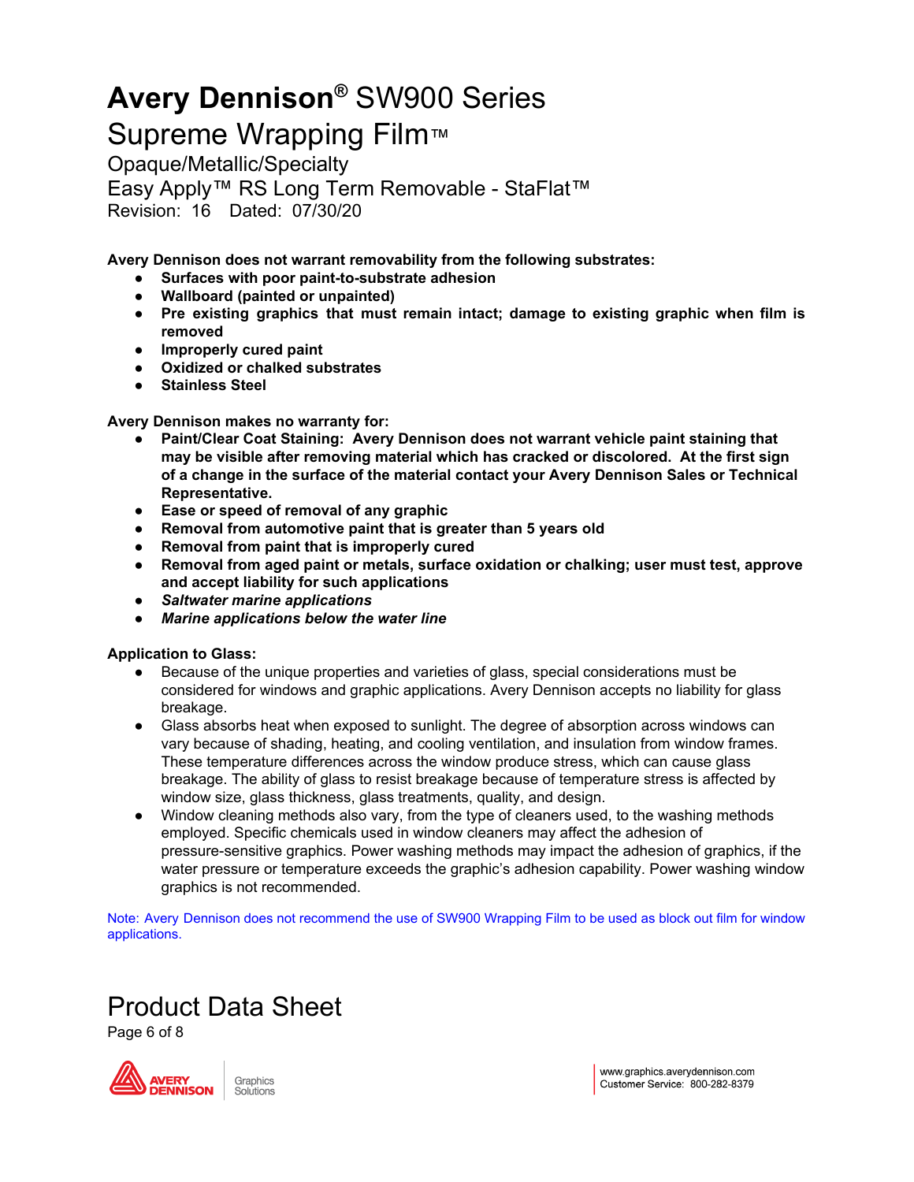**Avery Dennison does not warrant removability from the following substrates:**

- **Surfaces with poor paint-to-substrate adhesion**
- **Wallboard (painted or unpainted)**
- **Pre existing graphics that must remain intact; damage to existing graphic when film is removed**
- **Improperly cured paint**
- **Oxidized or chalked substrates**
- **Stainless Steel**

**Avery Dennison makes no warranty for:**

- **Paint/Clear Coat Staining: Avery Dennison does not warrant vehicle paint staining that may be visible after removing material which has cracked or discolored. At the first sign of a change in the surface of the material contact your Avery Dennison Sales or Technical Representative.**
- **Ease or speed of removal of any graphic**
- **Removal from automotive paint that is greater than 5 years old**
- **Removal from paint that is improperly cured**
- **Removal from aged paint or metals, surface oxidation or chalking; user must test, approve and accept liability for such applications**
- ***Saltwater marine applications***
- ***Marine applications below the water line***

**Application to Glass:**

- Because of the unique properties and varieties of glass, special considerations must be considered for windows and graphic applications. Avery Dennison accepts no liability for glass breakage.
- Glass absorbs heat when exposed to sunlight. The degree of absorption across windows can vary because of shading, heating, and cooling ventilation, and insulation from window frames. These temperature differences across the window produce stress, which can cause glass breakage. The ability of glass to resist breakage because of temperature stress is affected by window size, glass thickness, glass treatments, quality, and design.
- Window cleaning methods also vary, from the type of cleaners used, to the washing methods employed. Specific chemicals used in window cleaners may affect the adhesion of pressure-sensitive graphics. Power washing methods may impact the adhesion of graphics, if the water pressure or temperature exceeds the graphic's adhesion capability. Power washing window graphics is not recommended.

Note: Avery Dennison does not recommend the use of SW900 Wrapping Film to be used as block out film for window applications.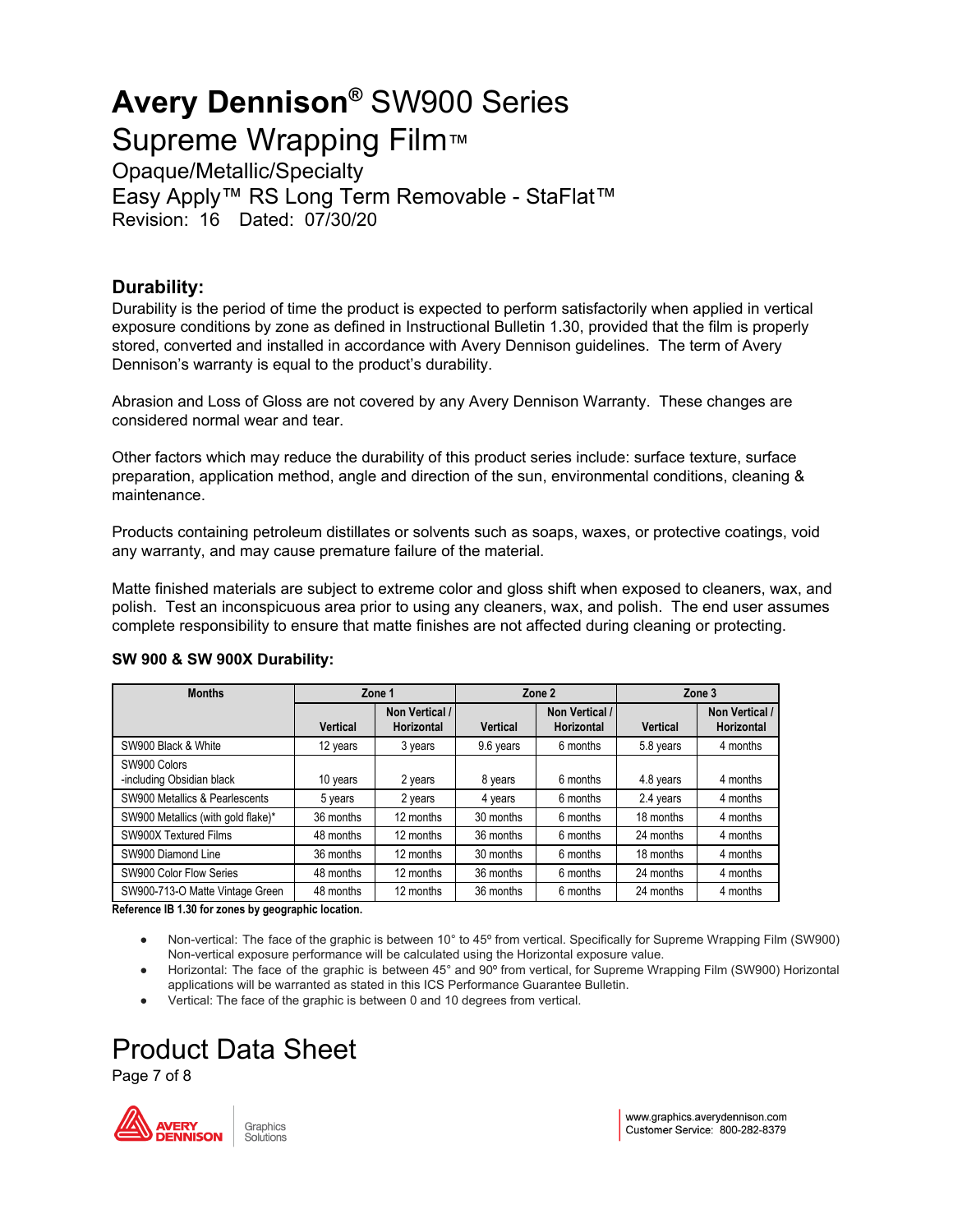# Avery Dennison® SW900 Series Supreme Wrapping Film™

Opaque/Metallic/Specialty

Easy Apply™ RS Long Term Removable - StaFlat™

Revision: 16 Dated: 07/30/20

## Durability:

Durability is the period of time the product is expected to perform satisfactorily when applied in vertical exposure conditions by zone as defined in Instructional Bulletin 1.30, provided that the film is properly stored, converted and installed in accordance with Avery Dennison guidelines. The term of Avery Dennison's warranty is equal to the product's durability.

Abrasion and Loss of Gloss are not covered by any Avery Dennison Warranty. These changes are considered normal wear and tear.

Other factors which may reduce the durability of this product series include: surface texture, surface preparation, application method, angle and direction of the sun, environmental conditions, cleaning & maintenance.

Products containing petroleum distillates or solvents such as soaps, waxes, or protective coatings, void any warranty, and may cause premature failure of the material.

Matte finished materials are subject to extreme color and gloss shift when exposed to cleaners, wax, and polish. Test an inconspicuous area prior to using any cleaners, wax, and polish. The end user assumes complete responsibility to ensure that matte finishes are not affected during cleaning or protecting.

**SW 900 & SW 900X Durability:**

| Months | Zone 1 | | Zone 2 | | Zone 3 | |
|---|---|---|---|---|---|---|
| | Vertical | Non Vertical / Horizontal | Vertical | Non Vertical / Horizontal | Vertical | Non Vertical / Horizontal |
| SW900 Black & White | 12 years | 3 years | 9.6 years | 6 months | 5.8 years | 4 months |
| SW900 Colors -including Obsidian black | 10 years | 2 years | 8 years | 6 months | 4.8 years | 4 months |
| SW900 Metallics & Pearlescents | 5 years | 2 years | 4 years | 6 months | 2.4 years | 4 months |
| SW900 Metallics (with gold flake)* | 36 months | 12 months | 30 months | 6 months | 18 months | 4 months |
| SW900X Textured Films | 48 months | 12 months | 36 months | 6 months | 24 months | 4 months |
| SW900 Diamond Line | 36 months | 12 months | 30 months | 6 months | 18 months | 4 months |
| SW900 Color Flow Series | 48 months | 12 months | 36 months | 6 months | 24 months | 4 months |
| SW900-713-O Matte Vintage Green | 48 months | 12 months | 36 months | 6 months | 24 months | 4 months |

**Reference IB 1.30 for zones by geographic location.**

- Non-vertical: The face of the graphic is between 10° to 45° from vertical. Specifically for Supreme Wrapping Film (SW900) Non-vertical exposure performance will be calculated using the Horizontal exposure value.
- Horizontal: The face of the graphic is between 45° and 90º from vertical, for Supreme Wrapping Film (SW900) Horizontal applications will be warranted as stated in this ICS Performance Guarantee Bulletin.
- Vertical: The face of the graphic is between 0 and 10 degrees from vertical.

Product Data Sheet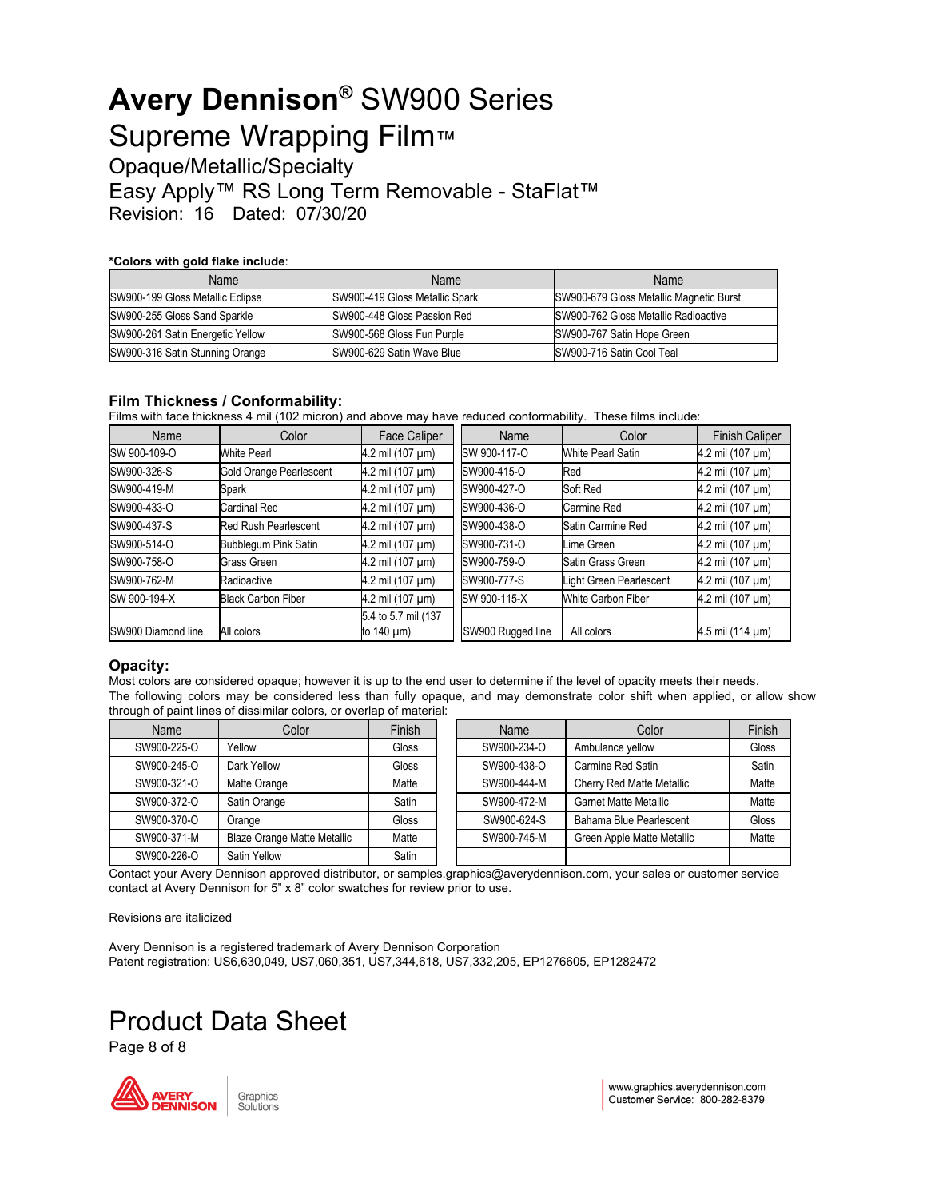# Avery Dennison® SW900 Series Supreme Wrapping Film™

## Opaque/Metallic/Specialty

## Easy Apply™ RS Long Term Removable - StaFlat™

Revision: 16 Dated: 07/30/20

**\*Colors with gold flake include**:

| Name | Name | Name |
|---|---|---|
| SW900-199 Gloss Metallic Eclipse | SW900-419 Gloss Metallic Spark | SW900-679 Gloss Metallic Magnetic Burst |
| SW900-255 Gloss Sand Sparkle | SW900-448 Gloss Passion Red | SW900-762 Gloss Metallic Radioactive |
| SW900-261 Satin Energetic Yellow | SW900-568 Gloss Fun Purple | SW900-767 Satin Hope Green |
| SW900-316 Satin Stunning Orange | SW900-629 Satin Wave Blue | SW900-716 Satin Cool Teal |

### Film Thickness / Conformability:

Films with face thickness 4 mil (102 micron) and above may have reduced conformability. These films include:

| Name | Color | Face Caliper | Name | Color | Finish Caliper |
|---|---|---|---|---|---|
| SW 900-109-O | White Pearl | 4.2 mil (107 µm) | SW 900-117-O | White Pearl Satin | 4.2 mil (107 µm) |
| SW900-326-S | Gold Orange Pearlescent | 4.2 mil (107 µm) | SW900-415-O | Red | 4.2 mil (107 µm) |
| SW900-419-M | Spark | 4.2 mil (107 µm) | SW900-427-O | Soft Red | 4.2 mil (107 µm) |
| SW900-433-O | Cardinal Red | 4.2 mil (107 µm) | SW900-436-O | Carmine Red | 4.2 mil (107 µm) |
| SW900-437-S | Red Rush Pearlescent | 4.2 mil (107 µm) | SW900-438-O | Satin Carmine Red | 4.2 mil (107 µm) |
| SW900-514-O | Bubblegum Pink Satin | 4.2 mil (107 µm) | SW900-731-O | Lime Green | 4.2 mil (107 µm) |
| SW900-758-O | Grass Green | 4.2 mil (107 µm) | SW900-759-O | Satin Grass Green | 4.2 mil (107 µm) |
| SW900-762-M | Radioactive | 4.2 mil (107 µm) | SW900-777-S | Light Green Pearlescent | 4.2 mil (107 µm) |
| SW 900-194-X | Black Carbon Fiber | 4.2 mil (107 µm) | SW 900-115-X | White Carbon Fiber | 4.2 mil (107 µm) |
| SW900 Diamond line | All colors | 5.4 to 5.7 mil (137 to 140 µm) | SW900 Rugged line | All colors | 4.5 mil (114 µm) |

### Opacity:

Most colors are considered opaque; however it is up to the end user to determine if the level of opacity meets their needs. The following colors may be considered less than fully opaque, and may demonstrate color shift when applied, or allow show through of paint lines of dissimilar colors, or overlap of material:

| Name | Color | Finish | Name | Color | Finish |
|---|---|---|---|---|---|
| SW900-225-O | Yellow | Gloss | SW900-234-O | Ambulance yellow | Gloss |
| SW900-245-O | Dark Yellow | Gloss | SW900-438-O | Carmine Red Satin | Satin |
| SW900-321-O | Matte Orange | Matte | SW900-444-M | Cherry Red Matte Metallic | Matte |
| SW900-372-O | Satin Orange | Satin | SW900-472-M | Garnet Matte Metallic | Matte |
| SW900-370-O | Orange | Gloss | SW900-624-S | Bahama Blue Pearlescent | Gloss |
| SW900-371-M | Blaze Orange Matte Metallic | Matte | SW900-745-M | Green Apple Matte Metallic | Matte |
| SW900-226-O | Satin Yellow | Satin | | | |

Contact your Avery Dennison approved distributor, or samples.graphics@averydennison.com, your sales or customer service contact at Avery Dennison for 5” x 8” color swatches for review prior to use.

Revisions are italicized

Avery Dennison is a registered trademark of Avery Dennison Corporation
Patent registration: US6,630,049, US7,060,351, US7,344,618, US7,332,205, EP1276605, EP1282472

# Product Data Sheet

www.graphics.averydennison.com
Customer Service: 800-282-8379